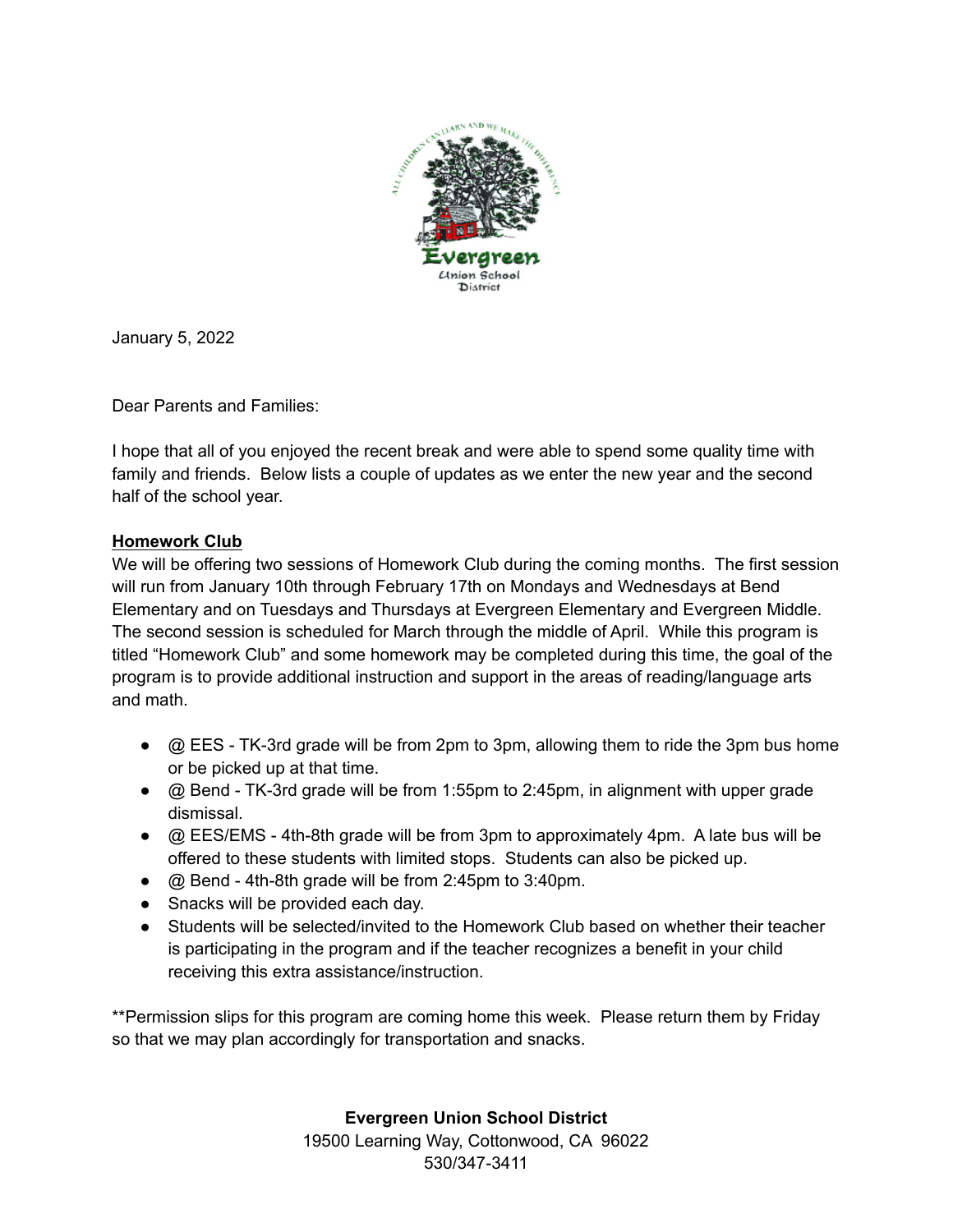January 5, 2022

Dear Parents and Families:

I hope that all of you enjoyed the recent break and were able to spend some quality time with family and friends. Below lists a couple of updates as we enter the new year and the second half of the school year.

**Homework Club**

We will be offering two sessions of Homework Club during the coming months. The first session will run from January 10th through February 17th on Mondays and Wednesdays at Bend Elementary and on Tuesdays and Thursdays at Evergreen Elementary and Evergreen Middle. The second session is scheduled for March through the middle of April. While this program is titled "Homework Club" and some homework may be completed during this time, the goal of the program is to provide additional instruction and support in the areas of reading/language arts and math.

- @ EES - TK-3rd grade will be from 2pm to 3pm, allowing them to ride the 3pm bus home or be picked up at that time.
- @ Bend - TK-3rd grade will be from 1:55pm to 2:45pm, in alignment with upper grade dismissal.
- @ EES/EMS - 4th-8th grade will be from 3pm to approximately 4pm. A late bus will be offered to these students with limited stops. Students can also be picked up.
- @ Bend - 4th-8th grade will be from 2:45pm to 3:40pm.
- Snacks will be provided each day.
- Students will be selected/invited to the Homework Club based on whether their teacher is participating in the program and if the teacher recognizes a benefit in your child receiving this extra assistance/instruction.

**Permission slips for this program are coming home this week. Please return them by Friday so that we may plan accordingly for transportation and snacks.

**Evergreen Union School District**
19500 Learning Way, Cottonwood, CA 96022
530/347-3411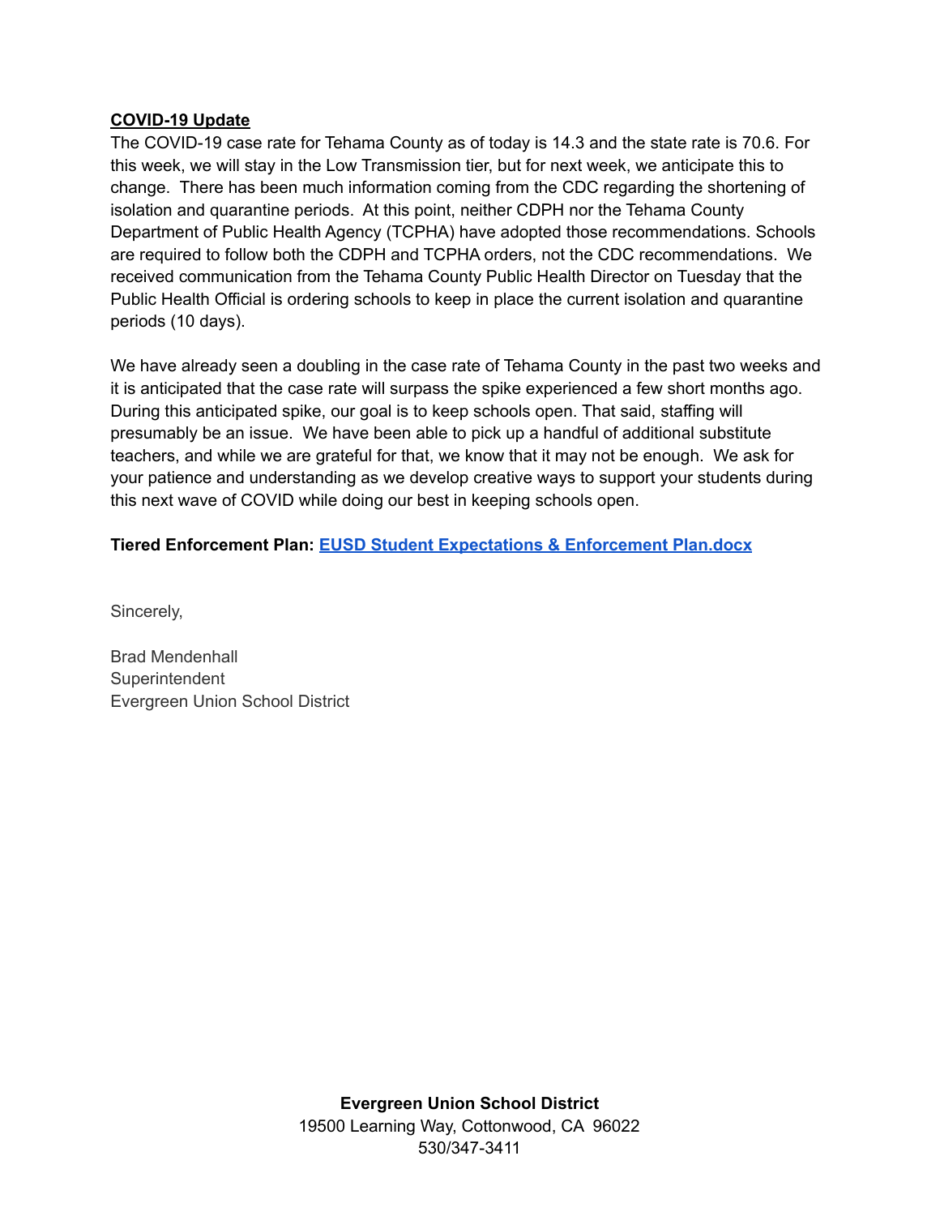**COVID-19 Update**

The COVID-19 case rate for Tehama County as of today is 14.3 and the state rate is 70.6. For this week, we will stay in the Low Transmission tier, but for next week, we anticipate this to change. There has been much information coming from the CDC regarding the shortening of isolation and quarantine periods. At this point, neither CDPH nor the Tehama County Department of Public Health Agency (TCPHA) have adopted those recommendations. Schools are required to follow both the CDPH and TCPHA orders, not the CDC recommendations. We received communication from the Tehama County Public Health Director on Tuesday that the Public Health Official is ordering schools to keep in place the current isolation and quarantine periods (10 days).

We have already seen a doubling in the case rate of Tehama County in the past two weeks and it is anticipated that the case rate will surpass the spike experienced a few short months ago. During this anticipated spike, our goal is to keep schools open. That said, staffing will presumably be an issue. We have been able to pick up a handful of additional substitute teachers, and while we are grateful for that, we know that it may not be enough. We ask for your patience and understanding as we develop creative ways to support your students during this next wave of COVID while doing our best in keeping schools open.

**Tiered Enforcement Plan: EUSD Student Expectations & Enforcement Plan.docx**

Sincerely,

Brad Mendenhall
Superintendent
Evergreen Union School District

**Evergreen Union School District**
19500 Learning Way, Cottonwood, CA 96022
530/347-3411